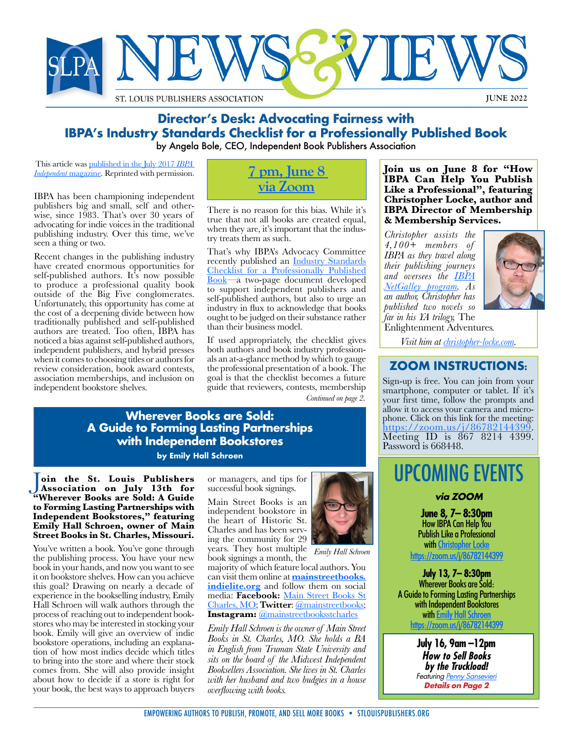# NEWS & VIEWS

SLPA — ST. LOUIS PUBLISHERS ASSOCIATION — JUNE 2022

## Director's Desk: Advocating Fairness with IBPA's Industry Standards Checklist for a Professionally Published Book

by Angela Bole, CEO, Independent Book Publishers Association

This article was published in the July 2017 *IBPA Independent* magazine. Reprinted with permission.

IBPA has been championing independent publishers big and small, self and otherwise, since 1983. That's over 30 years of advocating for indie voices in the traditional publishing industry. Over this time, we've seen a thing or two.

Recent changes in the publishing industry have created enormous opportunities for self-published authors. It's now possible to produce a professional quality book outside of the Big Five conglomerates. Unfortunately, this opportunity has come at the cost of a deepening divide between how traditionally published and self-published authors are treated. Too often, IBPA has noticed a bias against self-published authors, independent publishers, and hybrid presses when it comes to choosing titles or authors for review consideration, book award contests, association memberships, and inclusion on independent bookstore shelves.

There is no reason for this bias. While it's true that not all books are created equal, when they are, it's important that the industry treats them as such.

That's why IBPA's Advocacy Committee recently published an Industry Standards Checklist for a Professionally Published Book—a two-page document developed to support independent publishers and self-published authors, but also to urge an industry in flux to acknowledge that books ought to be judged on their substance rather than their business model.

If used appropriately, the checklist gives both authors and book industry professionals an at-a-glance method by which to gauge the professional presentation of a book. The goal is that the checklist becomes a future guide that reviewers, contests, membership

*Continued on page 2.*

**7 pm, June 8 via Zoom**

**Join us on June 8 for "How IBPA Can Help You Publish Like a Professional", featuring Christopher Locke, author and IBPA Director of Membership & Membership Services.**

*Christopher assists the 4,100+ members of IBPA as they travel along their publishing journeys and oversees the IBPA NetGalley program. As an author, Christopher has published two novels so far in his YA trilogy,* The Enlightenment Adventures.

*Visit him at christopher-locke.com.*

### ZOOM INSTRUCTIONS:

Sign-up is free. You can join from your smartphone, computer or tablet. If it's your first time, follow the prompts and allow it to access your camera and microphone. Click on this link for the meeting: https://zoom.us/j/86782144399. Meeting ID is 867 8214 4399. Password is 668448.

## Wherever Books are Sold: A Guide to Forming Lasting Partnerships with Independent Bookstores

**by Emily Hall Schroen**

**Join the St. Louis Publishers Association on July 13th for "Wherever Books are Sold: A Guide to Forming Lasting Partnerships with Independent Bookstores," featuring Emily Hall Schroen, owner of Main Street Books in St. Charles, Missouri.**

You've written a book. You've gone through the publishing process. You have your new book in your hands, and now you want to see it on bookstore shelves. How can you achieve this goal? Drawing on nearly a decade of experience in the bookselling industry, Emily Hall Schroen will walk authors through the process of reaching out to independent bookstores who may be interested in stocking your book. Emily will give an overview of indie bookstore operations, including an explanation of how most indies decide which titles to bring into the store and where their stock comes from. She will also provide insight about how to decide if a store is right for your book, the best ways to approach buyers or managers, and tips for successful book signings.

Main Street Books is an independent bookstore in the heart of Historic St. Charles and has been serving the community for 29 years. They host multiple book signings a month, the majority of which feature local authors. You can visit them online at **mainstreetbooks.indielite.org** and follow them on social media: **Facebook:** Main Street Books St Charles, MO; **Twitter**: @mainstreetbooks; **Instagram:** @mainstreetbooksstcharles

*Emily Hall Schroen*

*Emily Hall Schroen is the owner of Main Street Books in St. Charles, MO. She holds a BA in English from Truman State University and sits on the board of the Midwest Independent Booksellers Association. She lives in St. Charles with her husband and two budgies in a house overflowing with books.*

## UPCOMING EVENTS

***via ZOOM***

**June 8, 7– 8:30pm**
How IBPA Can Help You Publish Like a Professional
with Christopher Locke
https://zoom.us/j/86782144399

**July 13, 7– 8:30pm**
Wherever Books are Sold: A Guide to Forming Lasting Partnerships with Independent Bookstores
with Emily Hall Schroen
https://zoom.us/j/86782144399

**July 16, 9am –12pm**
***How to Sell Books by the Truckload!***
*Featuring Penny Sansevieri*
***Details on Page 2***

EMPOWERING AUTHORS TO PUBLISH, PROMOTE, AND SELL MORE BOOKS • STLOUISPUBLISHERS.ORG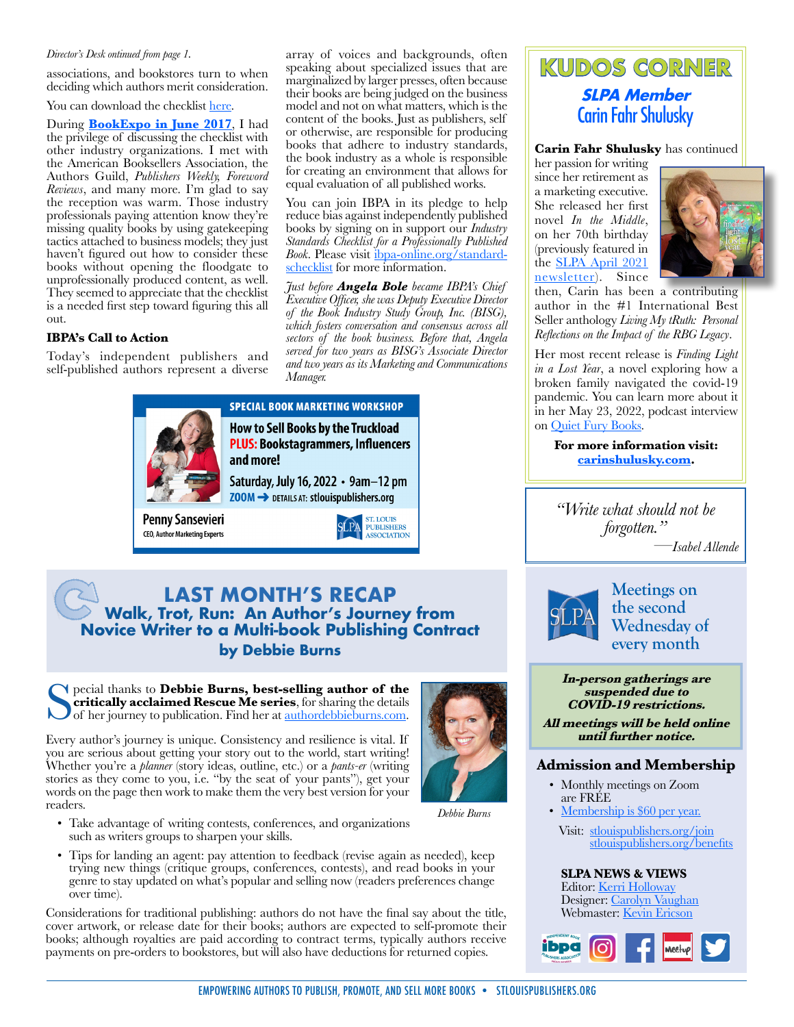*Director's Desk ontinued from page 1.*

associations, and bookstores turn to when deciding which authors merit consideration.

You can download the checklist here.

During **BookExpo in June 2017**, I had the privilege of discussing the checklist with other industry organizations. I met with the American Booksellers Association, the Authors Guild, *Publishers Weekly, Foreword Reviews*, and many more. I'm glad to say the reception was warm. Those industry professionals paying attention know they're missing quality books by using gatekeeping tactics attached to business models; they just haven't figured out how to consider these books without opening the floodgate to unprofessionally produced content, as well. They seemed to appreciate that the checklist is a needed first step toward figuring this all out.

**IBPA's Call to Action**

Today's independent publishers and self-published authors represent a diverse array of voices and backgrounds, often speaking about specialized issues that are marginalized by larger presses, often because their books are being judged on the business model and not on what matters, which is the content of the books. Just as publishers, self or otherwise, are responsible for producing books that adhere to industry standards, the book industry as a whole is responsible for creating an environment that allows for equal evaluation of all published works.

You can join IBPA in its pledge to help reduce bias against independently published books by signing on in support our *Industry Standards Checklist for a Professionally Published Book*. Please visit ibpa-online.org/standard-schecklist for more information.

*Just before **Angela Bole** became IBPA's Chief Executive Officer, she was Deputy Executive Director of the Book Industry Study Group, Inc. (BISG), which fosters conversation and consensus across all sectors of the book business. Before that, Angela served for two years as BISG's Associate Director and two years as its Marketing and Communications Manager.*

**SPECIAL BOOK MARKETING WORKSHOP**

**How to Sell Books by the Truckload**
**PLUS: Bookstagrammers, Influencers and more!**

Saturday, July 16, 2022 • 9am–12 pm
ZOOM → DETAILS AT: stlouispublishers.org

**Penny Sansevieri**
CEO, Author Marketing Experts

ST. LOUIS PUBLISHERS ASSOCIATION

## LAST MONTH'S RECAP

### Walk, Trot, Run: An Author's Journey from Novice Writer to a Multi-book Publishing Contract

### by Debbie Burns

Special thanks to **Debbie Burns, best-selling author of the critically acclaimed Rescue Me series**, for sharing the details of her journey to publication. Find her at authordebbieburns.com.

Every author's journey is unique. Consistency and resilience is vital. If you are serious about getting your story out to the world, start writing! Whether you're a *planner* (story ideas, outline, etc.) or a *pants-er* (writing stories as they come to you, i.e. "by the seat of your pants"), get your words on the page then work to make them the very best version for your readers.

*Debbie Burns*

- Take advantage of writing contests, conferences, and organizations such as writers groups to sharpen your skills.
- Tips for landing an agent: pay attention to feedback (revise again as needed), keep trying new things (critique groups, conferences, contests), and read books in your genre to stay updated on what's popular and selling now (readers preferences change over time).

Considerations for traditional publishing: authors do not have the final say about the title, cover artwork, or release date for their books; authors are expected to self-promote their books; although royalties are paid according to contract terms, typically authors receive payments on pre-orders to bookstores, but will also have deductions for returned copies.

## KUDOS CORNER

### SLPA Member Carin Fahr Shulusky

**Carin Fahr Shulusky** has continued her passion for writing since her retirement as a marketing executive. She released her first novel *In the Middle*, on her 70th birthday (previously featured in the SLPA April 2021 newsletter). Since then, Carin has been a contributing author in the #1 International Best Seller anthology *Living My tRuth: Personal Reflections on the Impact of the RBG Legacy*.

Her most recent release is *Finding Light in a Lost Year*, a novel exploring how a broken family navigated the covid-19 pandemic. You can learn more about it in her May 23, 2022, podcast interview on Quiet Fury Books.

**For more information visit: carinshulusky.com.**

*"Write what should not be forgotten."*
*—Isabel Allende*

**Meetings on the second Wednesday of every month**

***In-person gatherings are suspended due to COVID-19 restrictions.***

***All meetings will be held online until further notice.***

### Admission and Membership

- Monthly meetings on Zoom are FREE
- Membership is $60 per year.

Visit: stlouispublishers.org/join
stlouispublishers.org/benefits

**SLPA NEWS & VIEWS**
Editor: Kerri Holloway
Designer: Carolyn Vaughan
Webmaster: Kevin Ericson